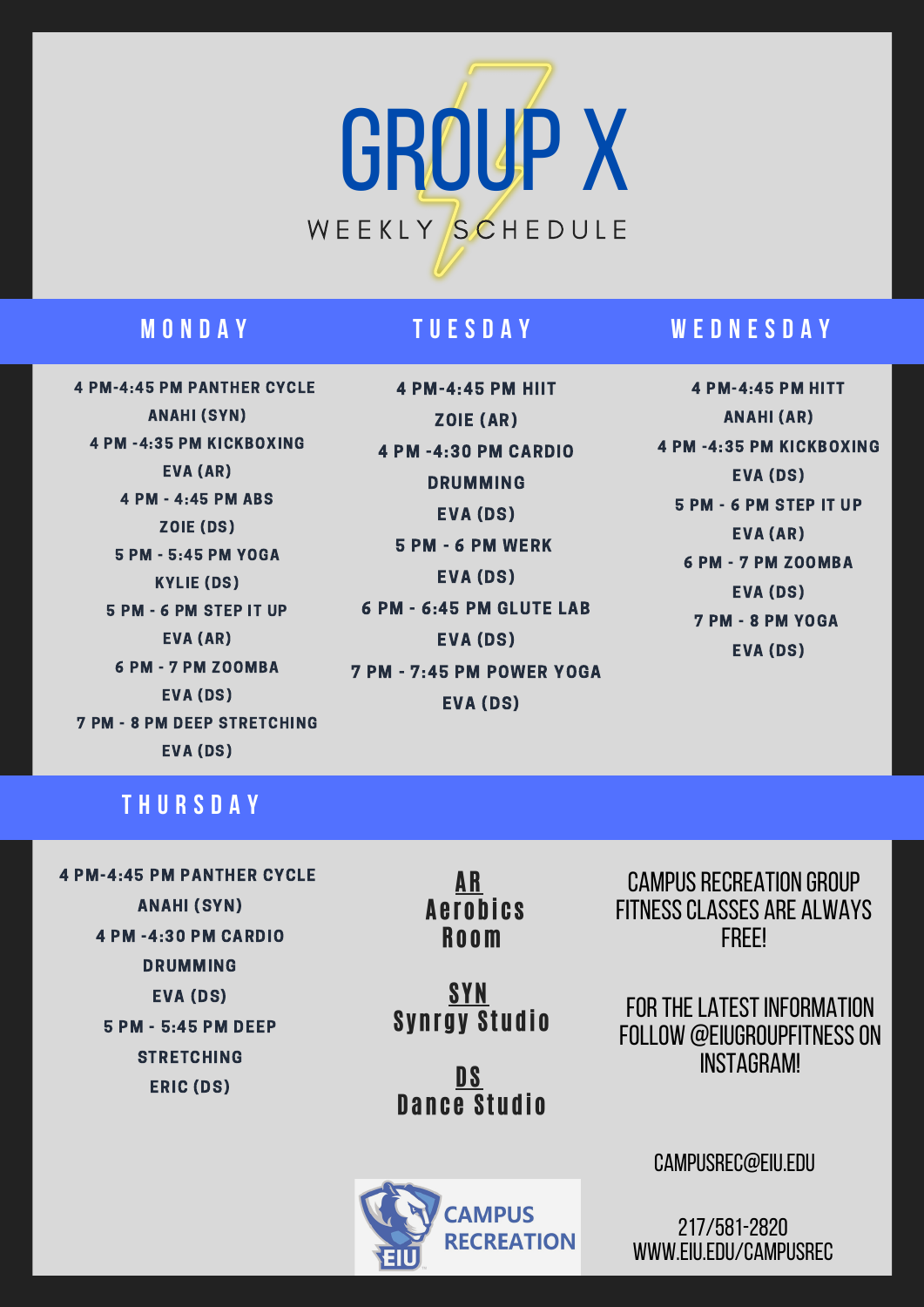# GROUP X

WEEKLY SCHEDULE

## MONDAY

4 PM-4:45 PM PANTHER CYCLE
ANAHI (SYN)

4 PM -4:35 PM KICKBOXING
EVA (AR)

4 PM - 4:45 PM ABS
ZOIE (DS)

5 PM - 5:45 PM YOGA
KYLIE (DS)

5 PM - 6 PM STEP IT UP
EVA (AR)

6 PM - 7 PM ZOOMBA
EVA (DS)

7 PM - 8 PM DEEP STRETCHING
EVA (DS)

## TUESDAY

4 PM-4:45 PM HIIT
ZOIE (AR)

4 PM -4:30 PM CARDIO DRUMMING
EVA (DS)

5 PM - 6 PM WERK
EVA (DS)

6 PM - 6:45 PM GLUTE LAB
EVA (DS)

7 PM - 7:45 PM POWER YOGA
EVA (DS)

## WEDNESDAY

4 PM-4:45 PM HITT
ANAHI (AR)

4 PM -4:35 PM KICKBOXING
EVA (DS)

5 PM - 6 PM STEP IT UP
EVA (AR)

6 PM - 7 PM ZOOMBA
EVA (DS)

7 PM - 8 PM YOGA
EVA (DS)

## THURSDAY

4 PM-4:45 PM PANTHER CYCLE
ANAHI (SYN)

4 PM -4:30 PM CARDIO DRUMMING
EVA (DS)

5 PM - 5:45 PM DEEP STRETCHING
ERIC (DS)

**AR**
Aerobics Room

**SYN**
Synrgy Studio

**DS**
Dance Studio

CAMPUS RECREATION GROUP FITNESS CLASSES ARE ALWAYS FREE!

FOR THE LATEST INFORMATION FOLLOW @EIUGROUPFITNESS ON INSTAGRAM!

CAMPUSREC@EIU.EDU

217/581-2820
WWW.EIU.EDU/CAMPUSREC

EIU CAMPUS RECREATION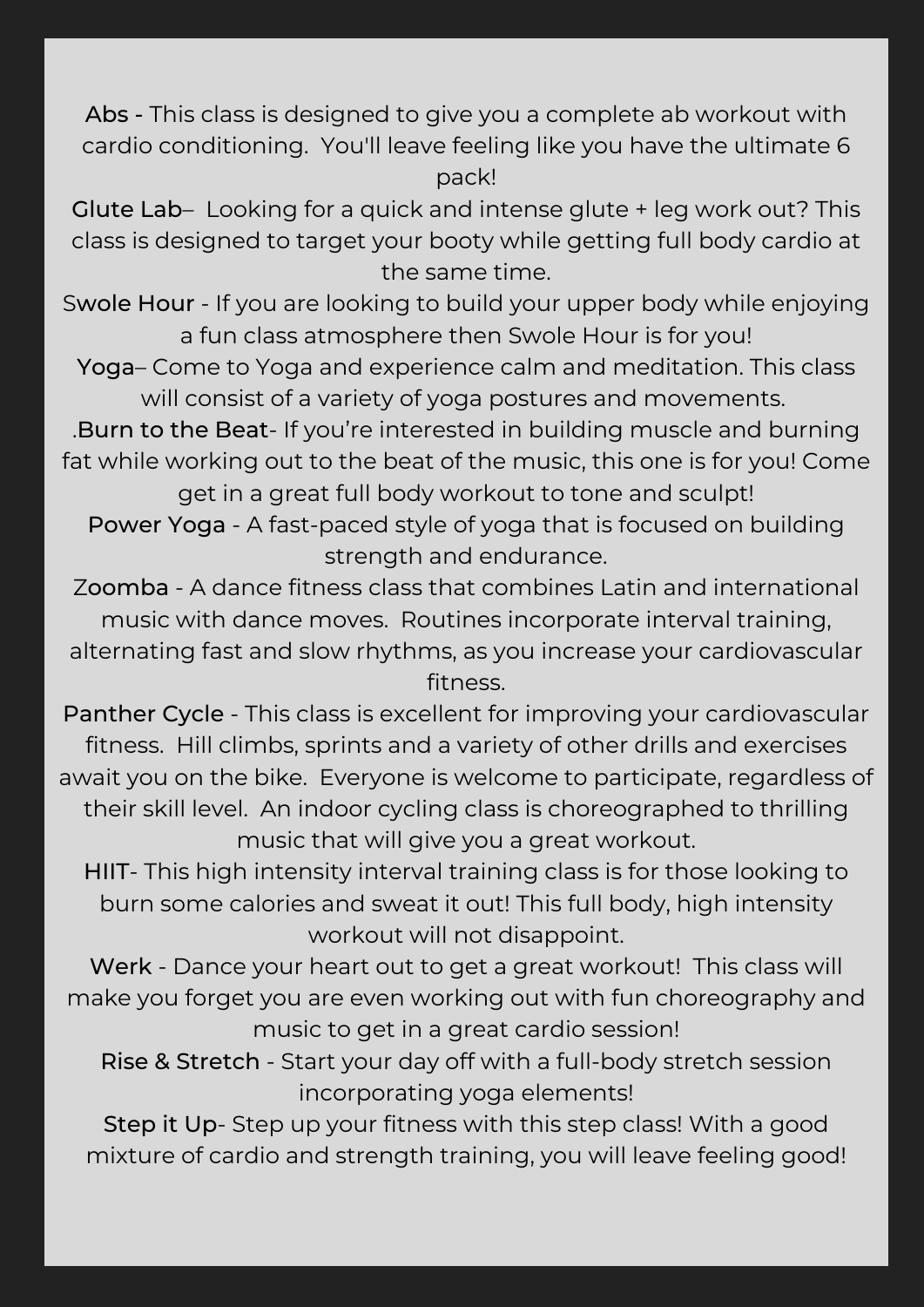Abs - This class is designed to give you a complete ab workout with cardio conditioning.  You'll leave feeling like you have the ultimate 6 pack!

Glute Lab–  Looking for a quick and intense glute + leg work out? This class is designed to target your booty while getting full body cardio at the same time.

Swole Hour - If you are looking to build your upper body while enjoying a fun class atmosphere then Swole Hour is for you!

Yoga– Come to Yoga and experience calm and meditation. This class will consist of a variety of yoga postures and movements.

.Burn to the Beat- If you're interested in building muscle and burning fat while working out to the beat of the music, this one is for you! Come get in a great full body workout to tone and sculpt!

Power Yoga - A fast-paced style of yoga that is focused on building strength and endurance.

Zoomba - A dance fitness class that combines Latin and international music with dance moves.  Routines incorporate interval training, alternating fast and slow rhythms, as you increase your cardiovascular fitness.

Panther Cycle - This class is excellent for improving your cardiovascular fitness.  Hill climbs, sprints and a variety of other drills and exercises await you on the bike.  Everyone is welcome to participate, regardless of their skill level.  An indoor cycling class is choreographed to thrilling music that will give you a great workout.

HIIT- This high intensity interval training class is for those looking to burn some calories and sweat it out! This full body, high intensity workout will not disappoint.

Werk - Dance your heart out to get a great workout!  This class will make you forget you are even working out with fun choreography and music to get in a great cardio session!

Rise & Stretch - Start your day off with a full-body stretch session incorporating yoga elements!

Step it Up- Step up your fitness with this step class! With a good mixture of cardio and strength training, you will leave feeling good!